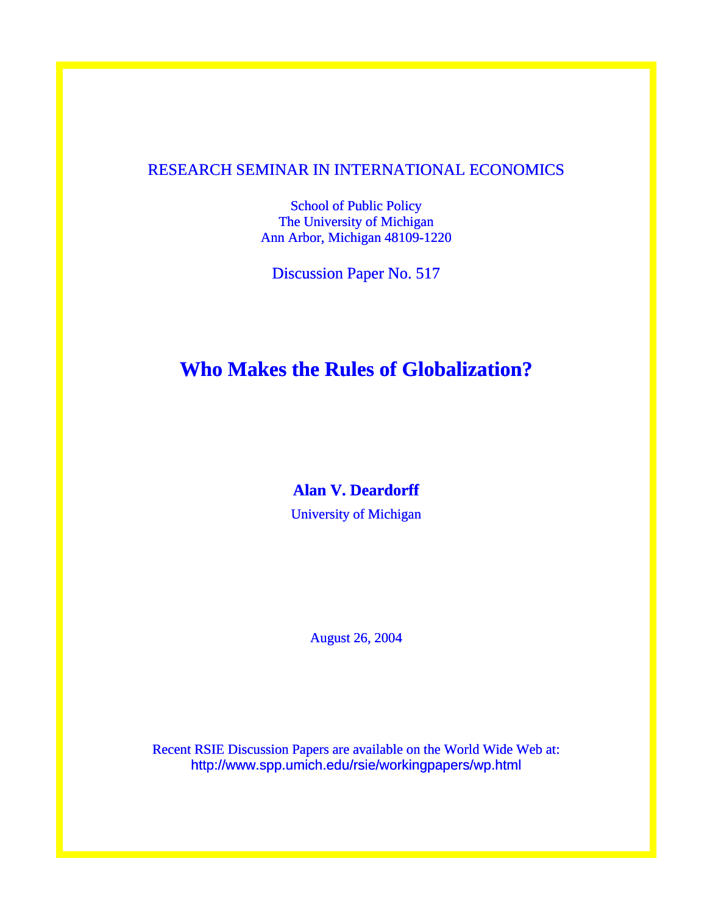RESEARCH SEMINAR IN INTERNATIONAL ECONOMICS

School of Public Policy
The University of Michigan
Ann Arbor, Michigan 48109-1220

Discussion Paper No. 517

# Who Makes the Rules of Globalization?

**Alan V. Deardorff**

University of Michigan

August 26, 2004

Recent RSIE Discussion Papers are available on the World Wide Web at:
http://www.spp.umich.edu/rsie/workingpapers/wp.html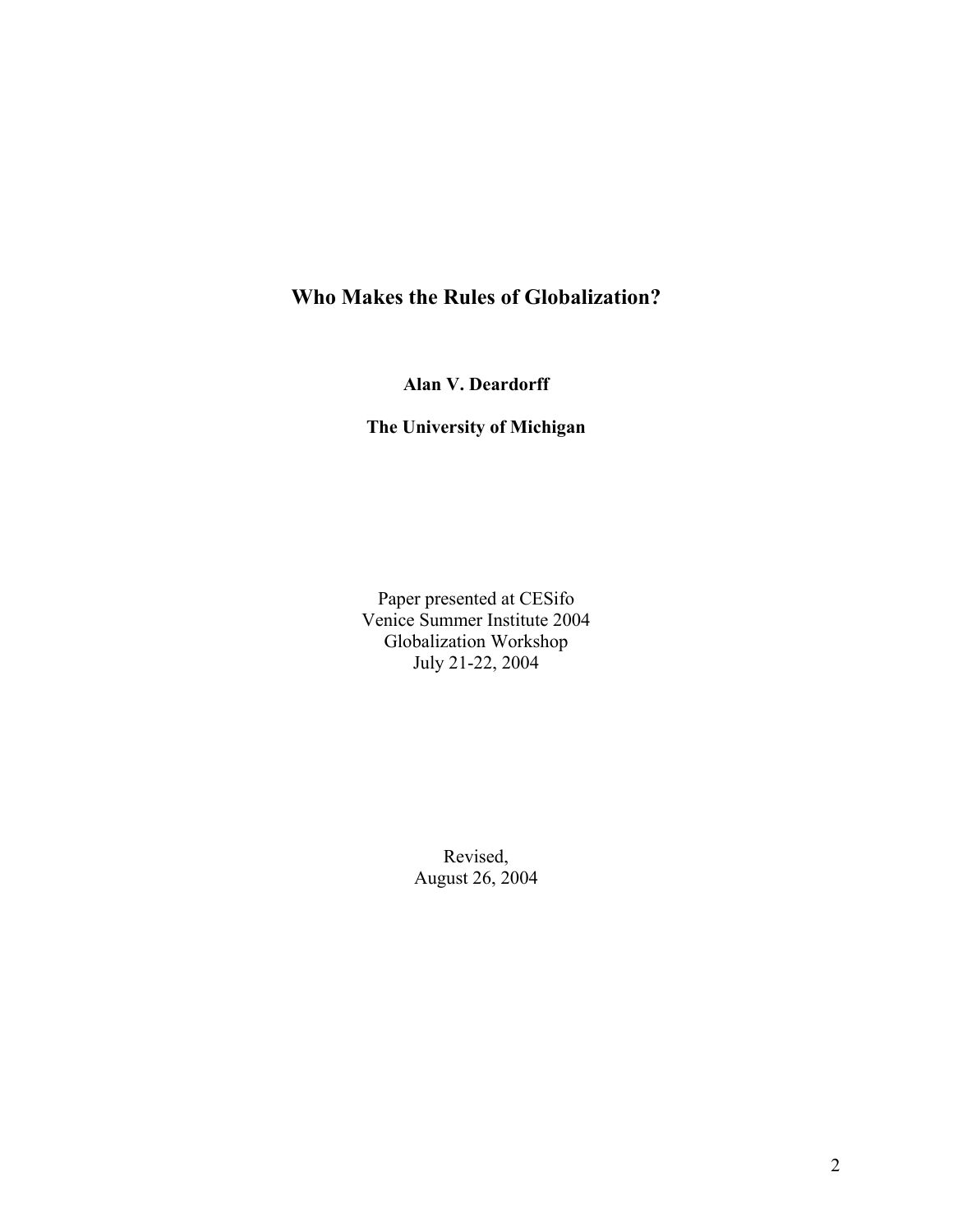# Who Makes the Rules of Globalization?

**Alan V. Deardorff**

**The University of Michigan**

Paper presented at CESifo
Venice Summer Institute 2004
Globalization Workshop
July 21-22, 2004

Revised,
August 26, 2004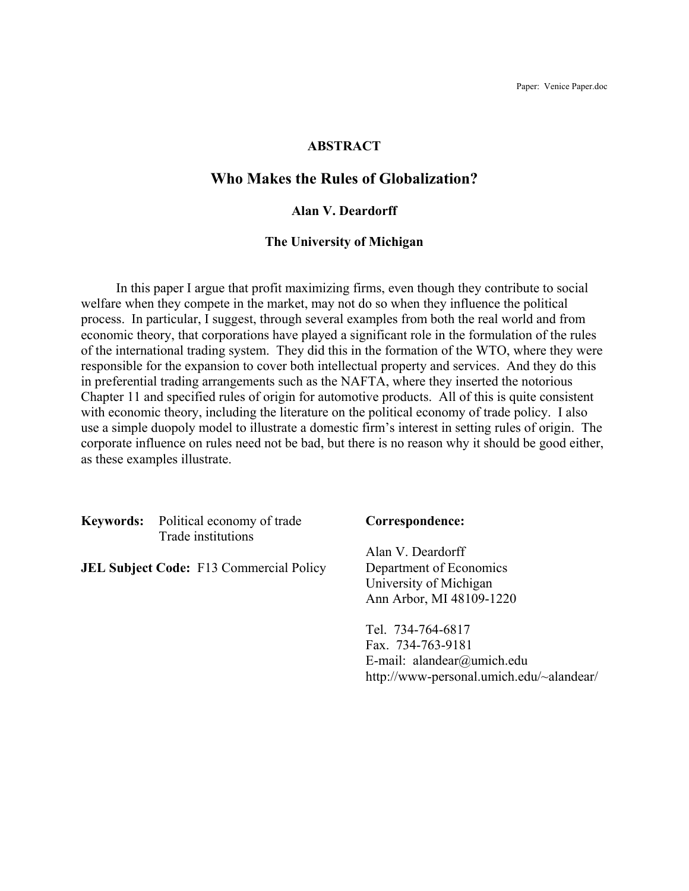## ABSTRACT

# Who Makes the Rules of Globalization?

**Alan V. Deardorff**

**The University of Michigan**

In this paper I argue that profit maximizing firms, even though they contribute to social welfare when they compete in the market, may not do so when they influence the political process. In particular, I suggest, through several examples from both the real world and from economic theory, that corporations have played a significant role in the formulation of the rules of the international trading system. They did this in the formation of the WTO, where they were responsible for the expansion to cover both intellectual property and services. And they do this in preferential trading arrangements such as the NAFTA, where they inserted the notorious Chapter 11 and specified rules of origin for automotive products. All of this is quite consistent with economic theory, including the literature on the political economy of trade policy. I also use a simple duopoly model to illustrate a domestic firm's interest in setting rules of origin. The corporate influence on rules need not be bad, but there is no reason why it should be good either, as these examples illustrate.

**Keywords:** Political economy of trade
Trade institutions

**JEL Subject Code:** F13 Commercial Policy

**Correspondence:**

Alan V. Deardorff
Department of Economics
University of Michigan
Ann Arbor, MI 48109-1220

Tel. 734-764-6817
Fax. 734-763-9181
E-mail: alandear@umich.edu
http://www-personal.umich.edu/~alandear/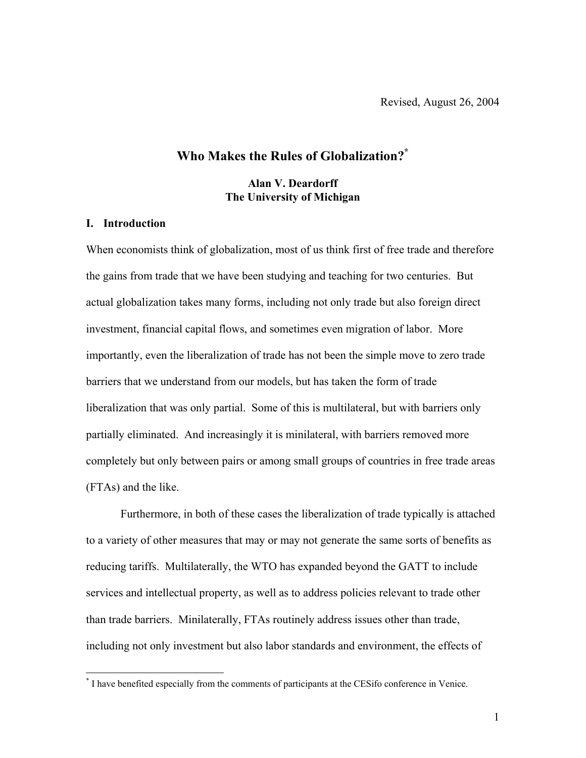Revised, August 26, 2004

# Who Makes the Rules of Globalization?*

**Alan V. Deardorff**
**The University of Michigan**

## I. Introduction

When economists think of globalization, most of us think first of free trade and therefore the gains from trade that we have been studying and teaching for two centuries. But actual globalization takes many forms, including not only trade but also foreign direct investment, financial capital flows, and sometimes even migration of labor. More importantly, even the liberalization of trade has not been the simple move to zero trade barriers that we understand from our models, but has taken the form of trade liberalization that was only partial. Some of this is multilateral, but with barriers only partially eliminated. And increasingly it is minilateral, with barriers removed more completely but only between pairs or among small groups of countries in free trade areas (FTAs) and the like.

Furthermore, in both of these cases the liberalization of trade typically is attached to a variety of other measures that may or may not generate the same sorts of benefits as reducing tariffs. Multilaterally, the WTO has expanded beyond the GATT to include services and intellectual property, as well as to address policies relevant to trade other than trade barriers. Minilaterally, FTAs routinely address issues other than trade, including not only investment but also labor standards and environment, the effects of

---

* I have benefited especially from the comments of participants at the CESifo conference in Venice.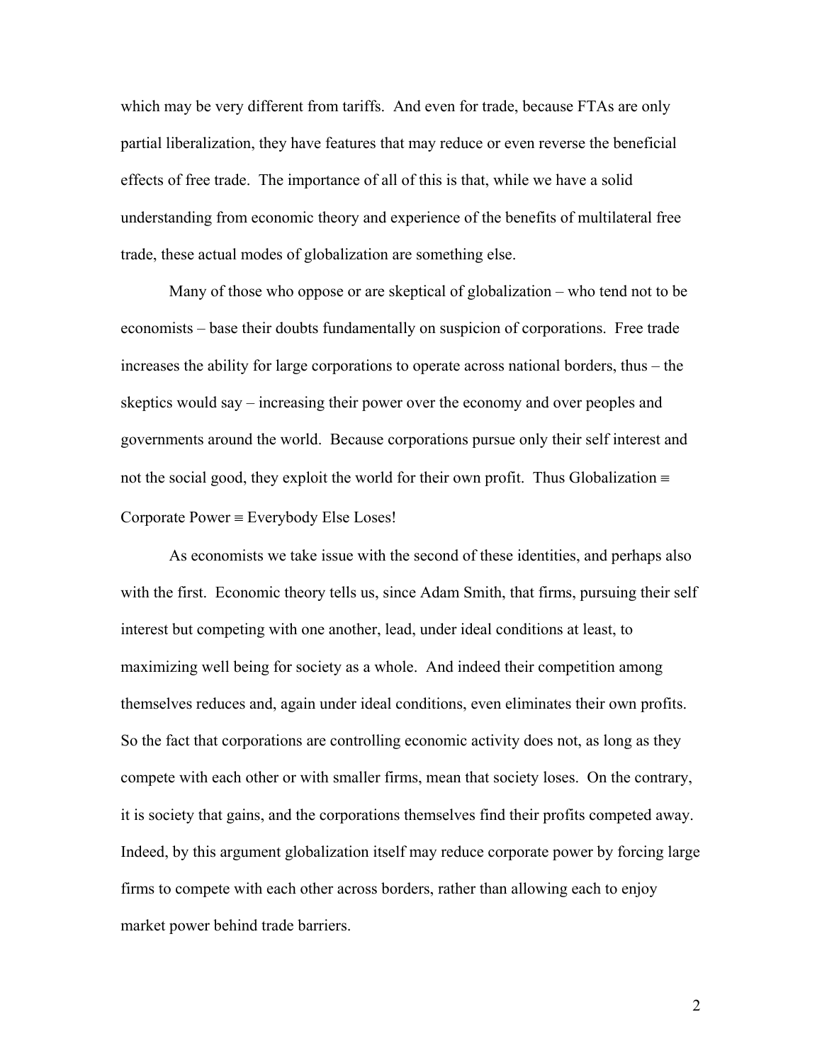which may be very different from tariffs. And even for trade, because FTAs are only partial liberalization, they have features that may reduce or even reverse the beneficial effects of free trade. The importance of all of this is that, while we have a solid understanding from economic theory and experience of the benefits of multilateral free trade, these actual modes of globalization are something else.

Many of those who oppose or are skeptical of globalization – who tend not to be economists – base their doubts fundamentally on suspicion of corporations. Free trade increases the ability for large corporations to operate across national borders, thus – the skeptics would say – increasing their power over the economy and over peoples and governments around the world. Because corporations pursue only their self interest and not the social good, they exploit the world for their own profit. Thus Globalization ≡ Corporate Power ≡ Everybody Else Loses!

As economists we take issue with the second of these identities, and perhaps also with the first. Economic theory tells us, since Adam Smith, that firms, pursuing their self interest but competing with one another, lead, under ideal conditions at least, to maximizing well being for society as a whole. And indeed their competition among themselves reduces and, again under ideal conditions, even eliminates their own profits. So the fact that corporations are controlling economic activity does not, as long as they compete with each other or with smaller firms, mean that society loses. On the contrary, it is society that gains, and the corporations themselves find their profits competed away. Indeed, by this argument globalization itself may reduce corporate power by forcing large firms to compete with each other across borders, rather than allowing each to enjoy market power behind trade barriers.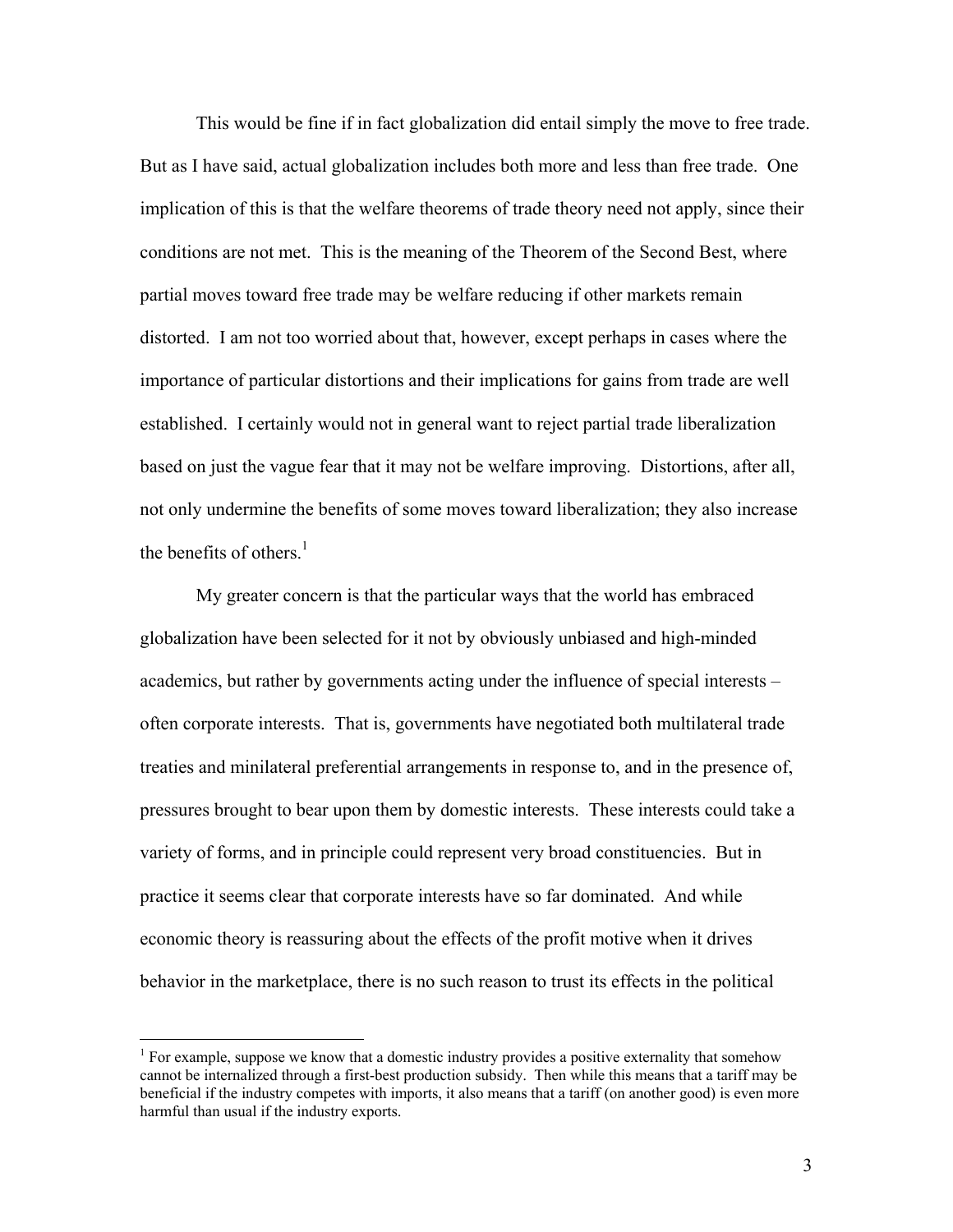This would be fine if in fact globalization did entail simply the move to free trade. But as I have said, actual globalization includes both more and less than free trade. One implication of this is that the welfare theorems of trade theory need not apply, since their conditions are not met. This is the meaning of the Theorem of the Second Best, where partial moves toward free trade may be welfare reducing if other markets remain distorted. I am not too worried about that, however, except perhaps in cases where the importance of particular distortions and their implications for gains from trade are well established. I certainly would not in general want to reject partial trade liberalization based on just the vague fear that it may not be welfare improving. Distortions, after all, not only undermine the benefits of some moves toward liberalization; they also increase the benefits of others.[1]

My greater concern is that the particular ways that the world has embraced globalization have been selected for it not by obviously unbiased and high-minded academics, but rather by governments acting under the influence of special interests – often corporate interests. That is, governments have negotiated both multilateral trade treaties and minilateral preferential arrangements in response to, and in the presence of, pressures brought to bear upon them by domestic interests. These interests could take a variety of forms, and in principle could represent very broad constituencies. But in practice it seems clear that corporate interests have so far dominated. And while economic theory is reassuring about the effects of the profit motive when it drives behavior in the marketplace, there is no such reason to trust its effects in the political

[1] For example, suppose we know that a domestic industry provides a positive externality that somehow cannot be internalized through a first-best production subsidy. Then while this means that a tariff may be beneficial if the industry competes with imports, it also means that a tariff (on another good) is even more harmful than usual if the industry exports.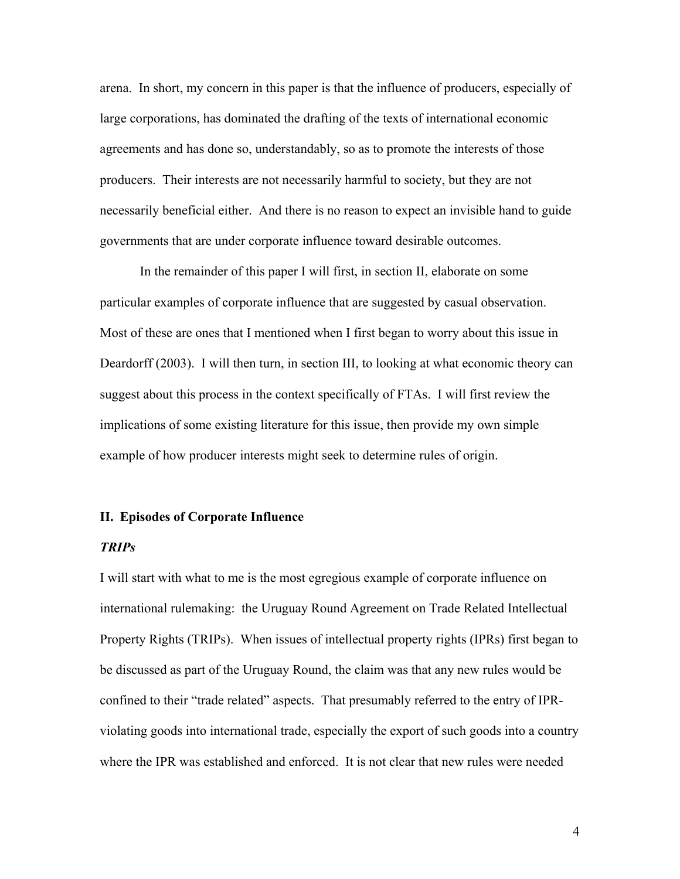arena. In short, my concern in this paper is that the influence of producers, especially of large corporations, has dominated the drafting of the texts of international economic agreements and has done so, understandably, so as to promote the interests of those producers. Their interests are not necessarily harmful to society, but they are not necessarily beneficial either. And there is no reason to expect an invisible hand to guide governments that are under corporate influence toward desirable outcomes.

In the remainder of this paper I will first, in section II, elaborate on some particular examples of corporate influence that are suggested by casual observation. Most of these are ones that I mentioned when I first began to worry about this issue in Deardorff (2003). I will then turn, in section III, to looking at what economic theory can suggest about this process in the context specifically of FTAs. I will first review the implications of some existing literature for this issue, then provide my own simple example of how producer interests might seek to determine rules of origin.

## II. Episodes of Corporate Influence

### *TRIPs*

I will start with what to me is the most egregious example of corporate influence on international rulemaking: the Uruguay Round Agreement on Trade Related Intellectual Property Rights (TRIPs). When issues of intellectual property rights (IPRs) first began to be discussed as part of the Uruguay Round, the claim was that any new rules would be confined to their "trade related" aspects. That presumably referred to the entry of IPR-violating goods into international trade, especially the export of such goods into a country where the IPR was established and enforced. It is not clear that new rules were needed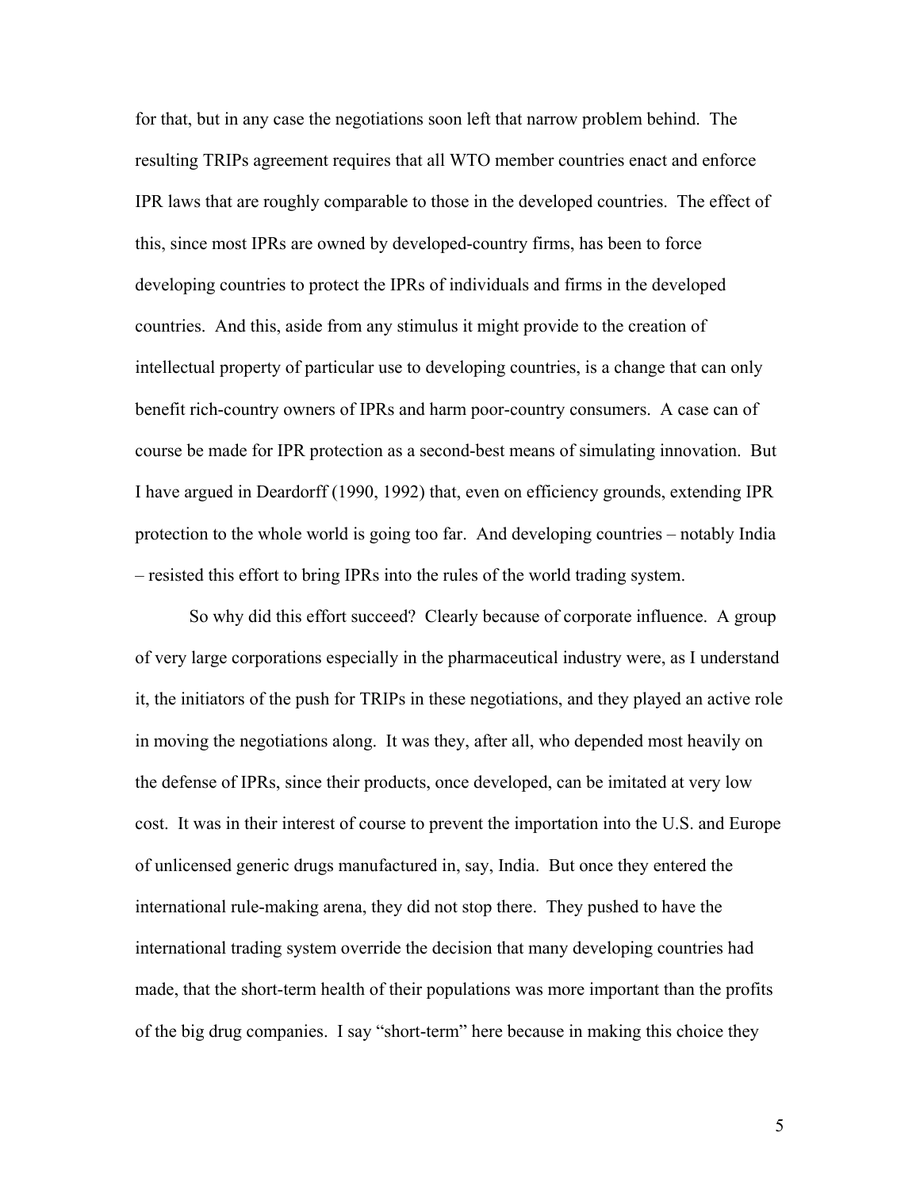for that, but in any case the negotiations soon left that narrow problem behind. The resulting TRIPs agreement requires that all WTO member countries enact and enforce IPR laws that are roughly comparable to those in the developed countries. The effect of this, since most IPRs are owned by developed-country firms, has been to force developing countries to protect the IPRs of individuals and firms in the developed countries. And this, aside from any stimulus it might provide to the creation of intellectual property of particular use to developing countries, is a change that can only benefit rich-country owners of IPRs and harm poor-country consumers. A case can of course be made for IPR protection as a second-best means of simulating innovation. But I have argued in Deardorff (1990, 1992) that, even on efficiency grounds, extending IPR protection to the whole world is going too far. And developing countries – notably India – resisted this effort to bring IPRs into the rules of the world trading system.

So why did this effort succeed? Clearly because of corporate influence. A group of very large corporations especially in the pharmaceutical industry were, as I understand it, the initiators of the push for TRIPs in these negotiations, and they played an active role in moving the negotiations along. It was they, after all, who depended most heavily on the defense of IPRs, since their products, once developed, can be imitated at very low cost. It was in their interest of course to prevent the importation into the U.S. and Europe of unlicensed generic drugs manufactured in, say, India. But once they entered the international rule-making arena, they did not stop there. They pushed to have the international trading system override the decision that many developing countries had made, that the short-term health of their populations was more important than the profits of the big drug companies. I say "short-term" here because in making this choice they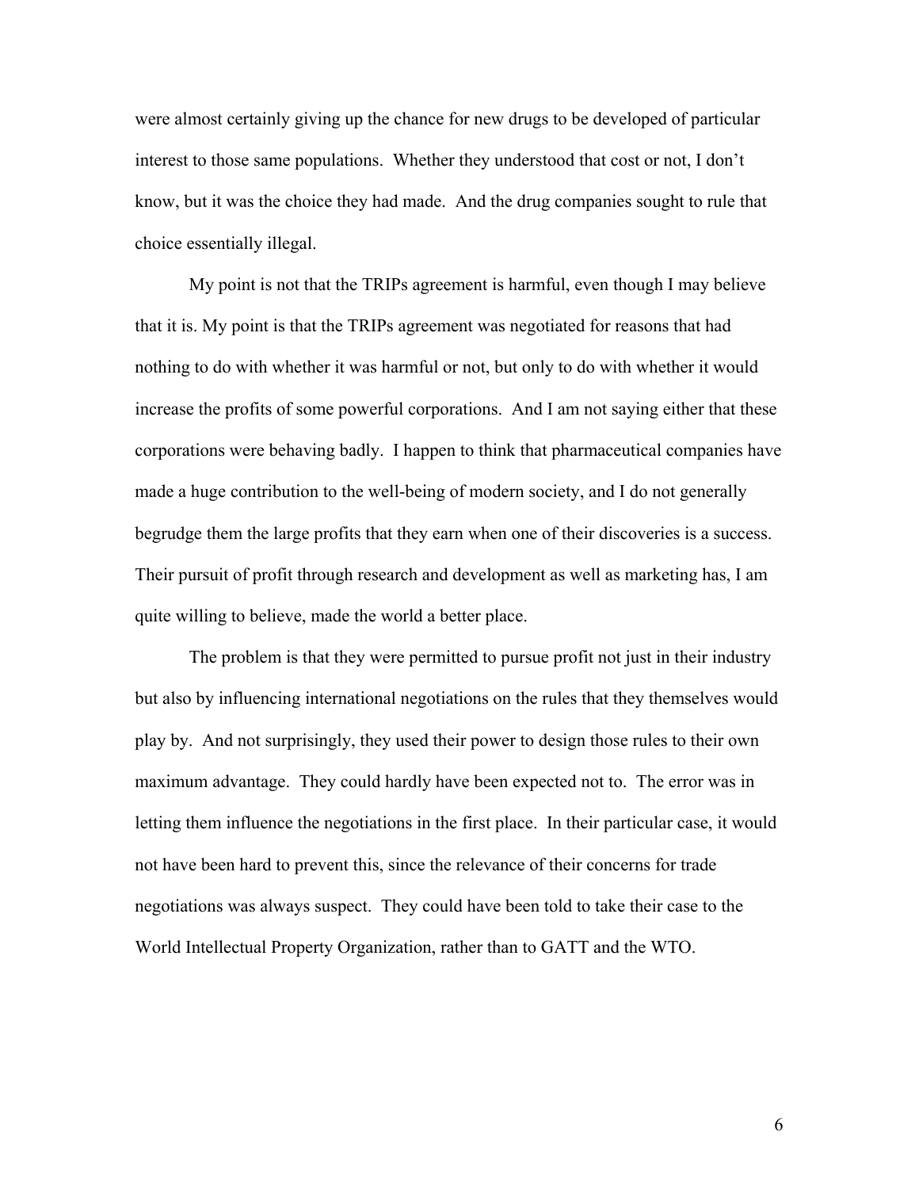were almost certainly giving up the chance for new drugs to be developed of particular interest to those same populations. Whether they understood that cost or not, I don't know, but it was the choice they had made. And the drug companies sought to rule that choice essentially illegal.

My point is not that the TRIPs agreement is harmful, even though I may believe that it is. My point is that the TRIPs agreement was negotiated for reasons that had nothing to do with whether it was harmful or not, but only to do with whether it would increase the profits of some powerful corporations. And I am not saying either that these corporations were behaving badly. I happen to think that pharmaceutical companies have made a huge contribution to the well-being of modern society, and I do not generally begrudge them the large profits that they earn when one of their discoveries is a success. Their pursuit of profit through research and development as well as marketing has, I am quite willing to believe, made the world a better place.

The problem is that they were permitted to pursue profit not just in their industry but also by influencing international negotiations on the rules that they themselves would play by. And not surprisingly, they used their power to design those rules to their own maximum advantage. They could hardly have been expected not to. The error was in letting them influence the negotiations in the first place. In their particular case, it would not have been hard to prevent this, since the relevance of their concerns for trade negotiations was always suspect. They could have been told to take their case to the World Intellectual Property Organization, rather than to GATT and the WTO.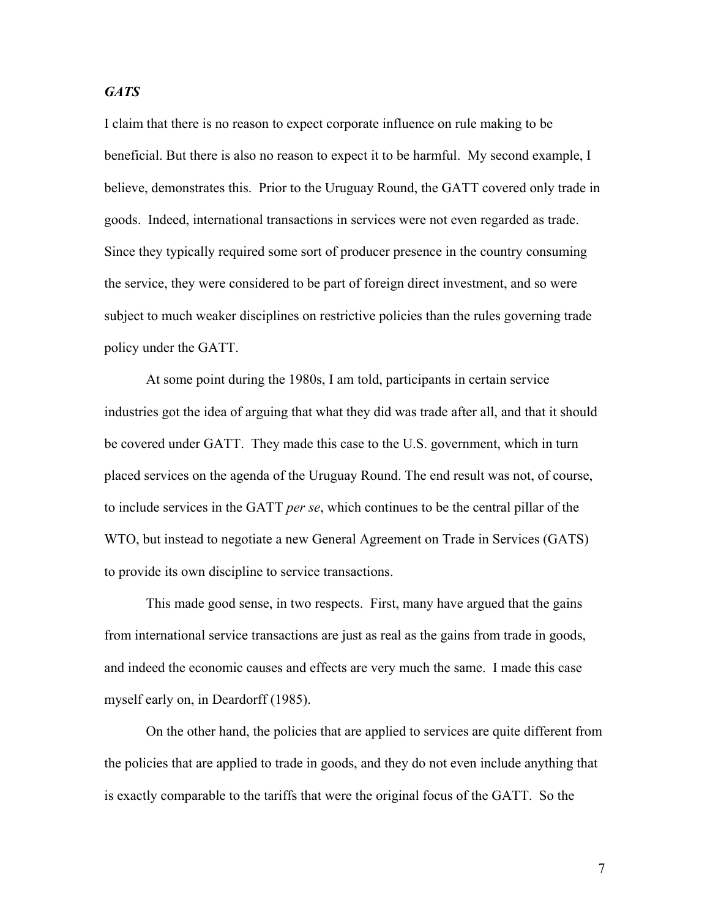### *GATS*

I claim that there is no reason to expect corporate influence on rule making to be beneficial. But there is also no reason to expect it to be harmful. My second example, I believe, demonstrates this. Prior to the Uruguay Round, the GATT covered only trade in goods. Indeed, international transactions in services were not even regarded as trade. Since they typically required some sort of producer presence in the country consuming the service, they were considered to be part of foreign direct investment, and so were subject to much weaker disciplines on restrictive policies than the rules governing trade policy under the GATT.

At some point during the 1980s, I am told, participants in certain service industries got the idea of arguing that what they did was trade after all, and that it should be covered under GATT. They made this case to the U.S. government, which in turn placed services on the agenda of the Uruguay Round. The end result was not, of course, to include services in the GATT *per se*, which continues to be the central pillar of the WTO, but instead to negotiate a new General Agreement on Trade in Services (GATS) to provide its own discipline to service transactions.

This made good sense, in two respects. First, many have argued that the gains from international service transactions are just as real as the gains from trade in goods, and indeed the economic causes and effects are very much the same. I made this case myself early on, in Deardorff (1985).

On the other hand, the policies that are applied to services are quite different from the policies that are applied to trade in goods, and they do not even include anything that is exactly comparable to the tariffs that were the original focus of the GATT. So the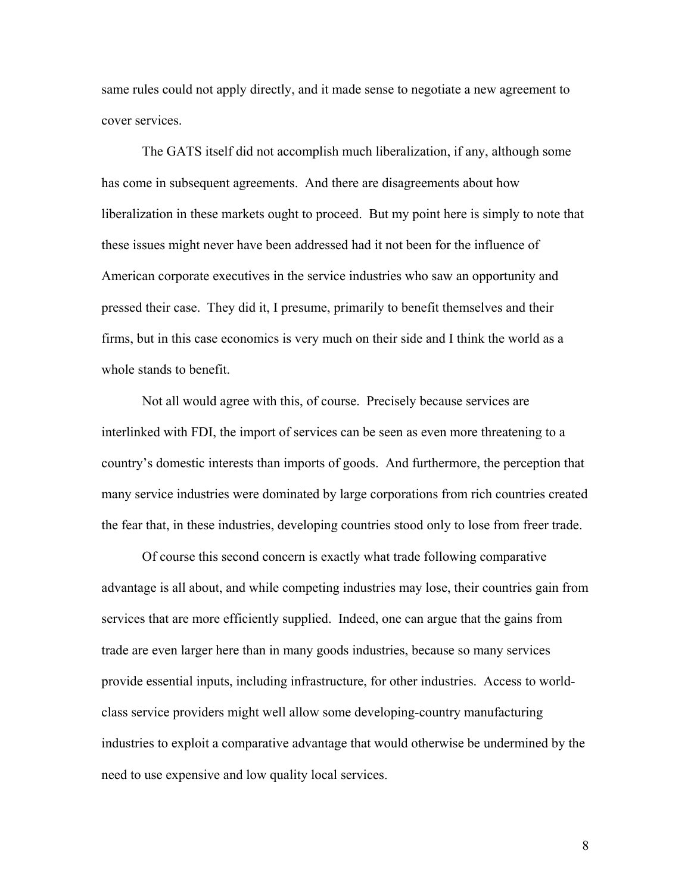same rules could not apply directly, and it made sense to negotiate a new agreement to cover services.

The GATS itself did not accomplish much liberalization, if any, although some has come in subsequent agreements. And there are disagreements about how liberalization in these markets ought to proceed. But my point here is simply to note that these issues might never have been addressed had it not been for the influence of American corporate executives in the service industries who saw an opportunity and pressed their case. They did it, I presume, primarily to benefit themselves and their firms, but in this case economics is very much on their side and I think the world as a whole stands to benefit.

Not all would agree with this, of course. Precisely because services are interlinked with FDI, the import of services can be seen as even more threatening to a country's domestic interests than imports of goods. And furthermore, the perception that many service industries were dominated by large corporations from rich countries created the fear that, in these industries, developing countries stood only to lose from freer trade.

Of course this second concern is exactly what trade following comparative advantage is all about, and while competing industries may lose, their countries gain from services that are more efficiently supplied. Indeed, one can argue that the gains from trade are even larger here than in many goods industries, because so many services provide essential inputs, including infrastructure, for other industries. Access to world-class service providers might well allow some developing-country manufacturing industries to exploit a comparative advantage that would otherwise be undermined by the need to use expensive and low quality local services.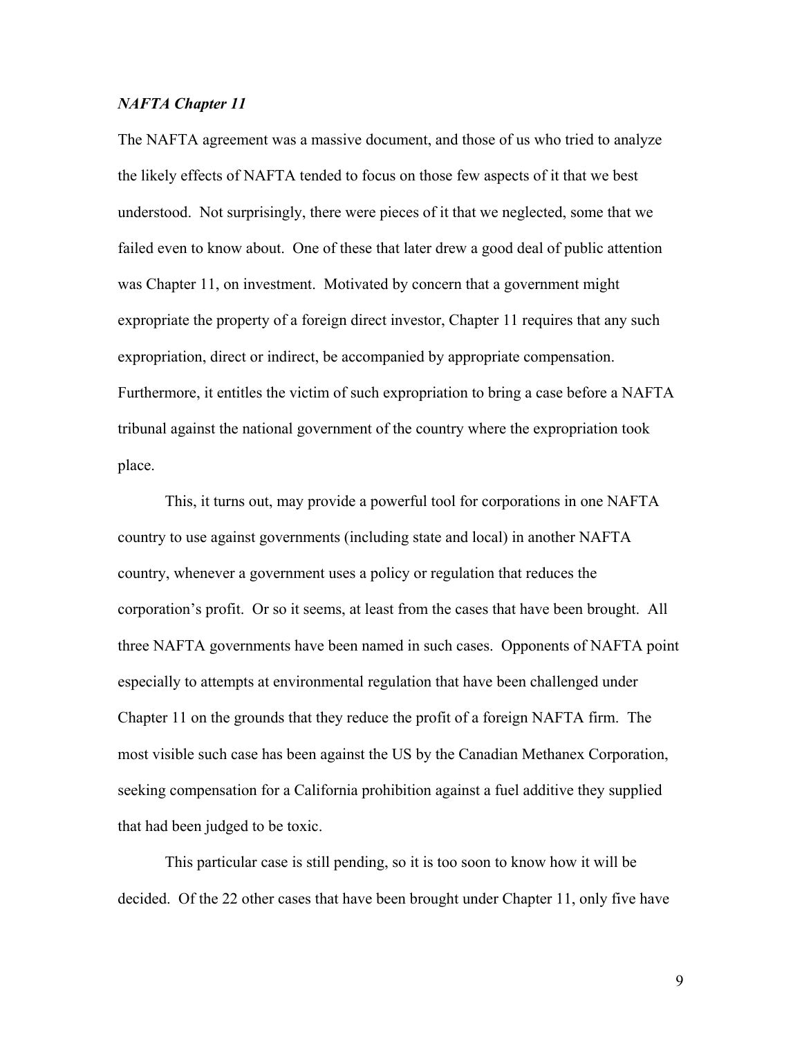### *NAFTA Chapter 11*

The NAFTA agreement was a massive document, and those of us who tried to analyze the likely effects of NAFTA tended to focus on those few aspects of it that we best understood. Not surprisingly, there were pieces of it that we neglected, some that we failed even to know about. One of these that later drew a good deal of public attention was Chapter 11, on investment. Motivated by concern that a government might expropriate the property of a foreign direct investor, Chapter 11 requires that any such expropriation, direct or indirect, be accompanied by appropriate compensation. Furthermore, it entitles the victim of such expropriation to bring a case before a NAFTA tribunal against the national government of the country where the expropriation took place.

This, it turns out, may provide a powerful tool for corporations in one NAFTA country to use against governments (including state and local) in another NAFTA country, whenever a government uses a policy or regulation that reduces the corporation's profit. Or so it seems, at least from the cases that have been brought. All three NAFTA governments have been named in such cases. Opponents of NAFTA point especially to attempts at environmental regulation that have been challenged under Chapter 11 on the grounds that they reduce the profit of a foreign NAFTA firm. The most visible such case has been against the US by the Canadian Methanex Corporation, seeking compensation for a California prohibition against a fuel additive they supplied that had been judged to be toxic.

This particular case is still pending, so it is too soon to know how it will be decided. Of the 22 other cases that have been brought under Chapter 11, only five have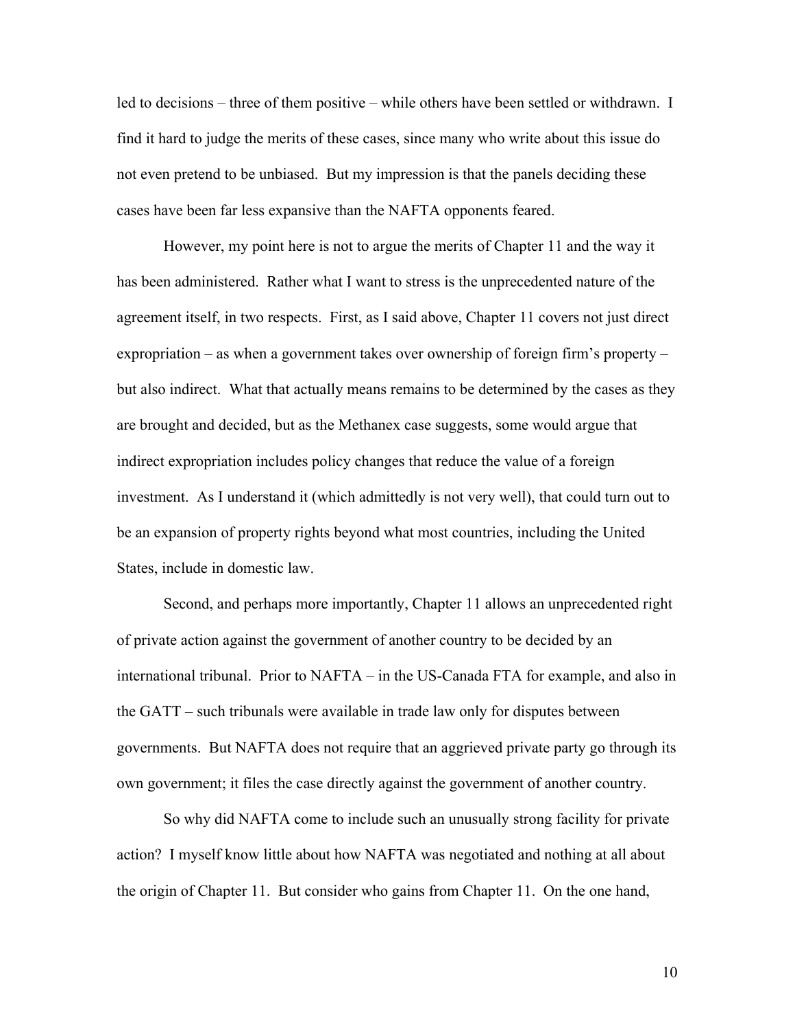led to decisions – three of them positive – while others have been settled or withdrawn. I find it hard to judge the merits of these cases, since many who write about this issue do not even pretend to be unbiased. But my impression is that the panels deciding these cases have been far less expansive than the NAFTA opponents feared.

However, my point here is not to argue the merits of Chapter 11 and the way it has been administered. Rather what I want to stress is the unprecedented nature of the agreement itself, in two respects. First, as I said above, Chapter 11 covers not just direct expropriation – as when a government takes over ownership of foreign firm's property – but also indirect. What that actually means remains to be determined by the cases as they are brought and decided, but as the Methanex case suggests, some would argue that indirect expropriation includes policy changes that reduce the value of a foreign investment. As I understand it (which admittedly is not very well), that could turn out to be an expansion of property rights beyond what most countries, including the United States, include in domestic law.

Second, and perhaps more importantly, Chapter 11 allows an unprecedented right of private action against the government of another country to be decided by an international tribunal. Prior to NAFTA – in the US-Canada FTA for example, and also in the GATT – such tribunals were available in trade law only for disputes between governments. But NAFTA does not require that an aggrieved private party go through its own government; it files the case directly against the government of another country.

So why did NAFTA come to include such an unusually strong facility for private action? I myself know little about how NAFTA was negotiated and nothing at all about the origin of Chapter 11. But consider who gains from Chapter 11. On the one hand,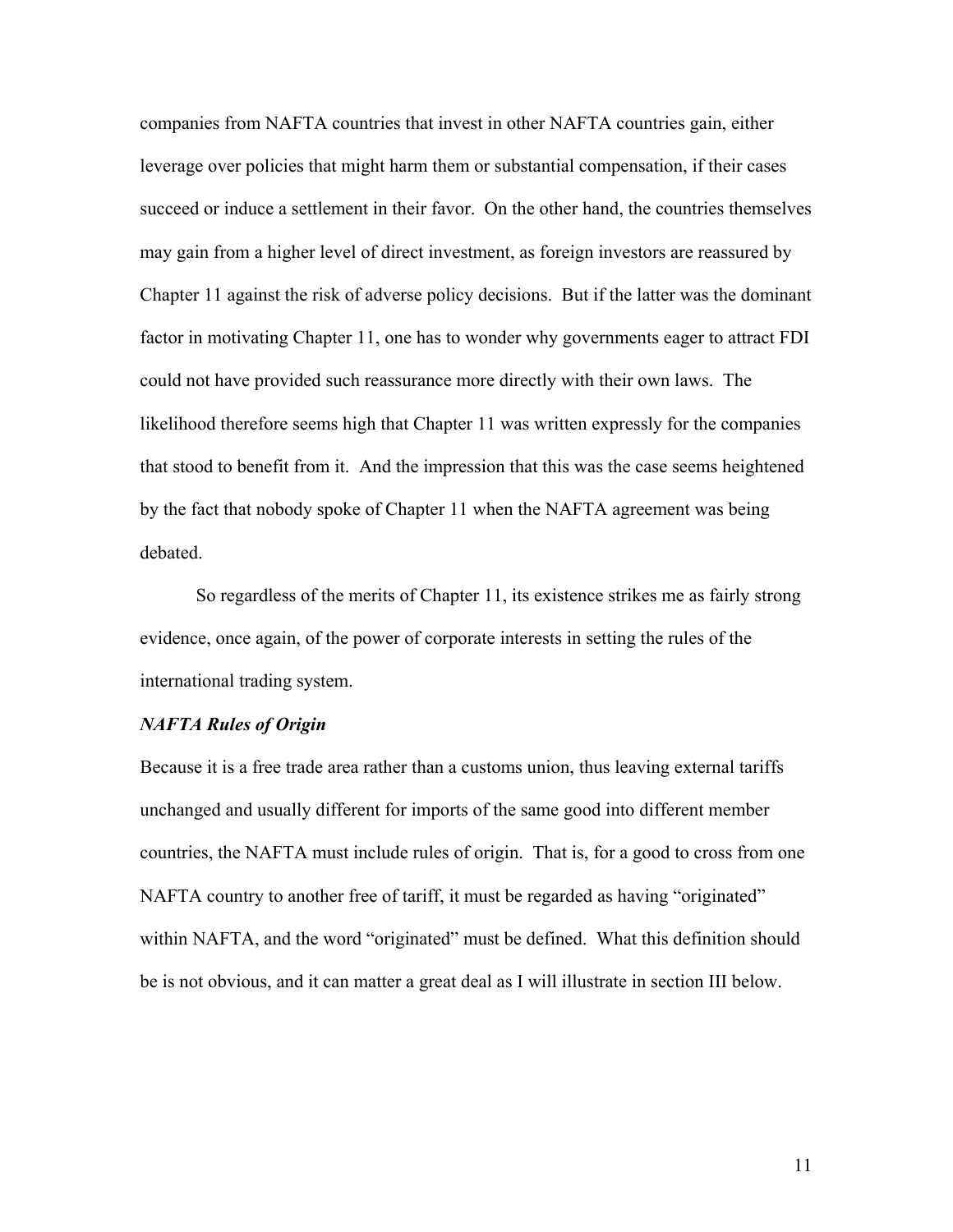companies from NAFTA countries that invest in other NAFTA countries gain, either leverage over policies that might harm them or substantial compensation, if their cases succeed or induce a settlement in their favor. On the other hand, the countries themselves may gain from a higher level of direct investment, as foreign investors are reassured by Chapter 11 against the risk of adverse policy decisions. But if the latter was the dominant factor in motivating Chapter 11, one has to wonder why governments eager to attract FDI could not have provided such reassurance more directly with their own laws. The likelihood therefore seems high that Chapter 11 was written expressly for the companies that stood to benefit from it. And the impression that this was the case seems heightened by the fact that nobody spoke of Chapter 11 when the NAFTA agreement was being debated.

So regardless of the merits of Chapter 11, its existence strikes me as fairly strong evidence, once again, of the power of corporate interests in setting the rules of the international trading system.

***NAFTA Rules of Origin***

Because it is a free trade area rather than a customs union, thus leaving external tariffs unchanged and usually different for imports of the same good into different member countries, the NAFTA must include rules of origin. That is, for a good to cross from one NAFTA country to another free of tariff, it must be regarded as having "originated" within NAFTA, and the word "originated" must be defined. What this definition should be is not obvious, and it can matter a great deal as I will illustrate in section III below.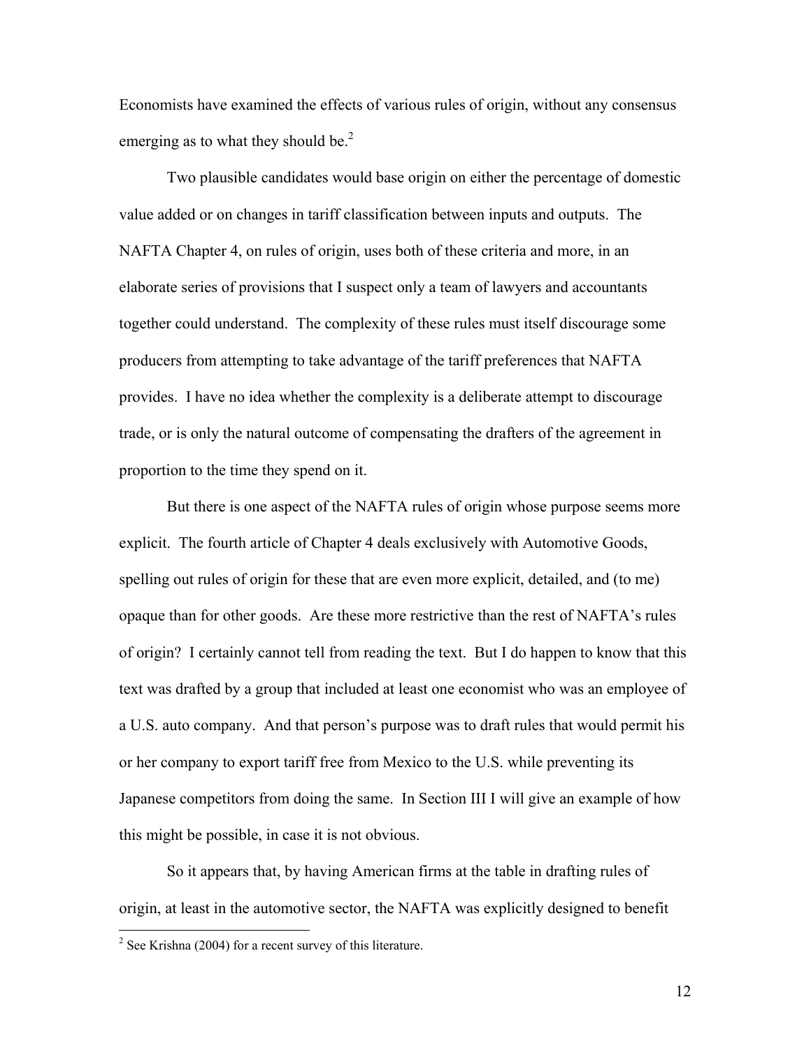Economists have examined the effects of various rules of origin, without any consensus emerging as to what they should be.[2]

Two plausible candidates would base origin on either the percentage of domestic value added or on changes in tariff classification between inputs and outputs. The NAFTA Chapter 4, on rules of origin, uses both of these criteria and more, in an elaborate series of provisions that I suspect only a team of lawyers and accountants together could understand. The complexity of these rules must itself discourage some producers from attempting to take advantage of the tariff preferences that NAFTA provides. I have no idea whether the complexity is a deliberate attempt to discourage trade, or is only the natural outcome of compensating the drafters of the agreement in proportion to the time they spend on it.

But there is one aspect of the NAFTA rules of origin whose purpose seems more explicit. The fourth article of Chapter 4 deals exclusively with Automotive Goods, spelling out rules of origin for these that are even more explicit, detailed, and (to me) opaque than for other goods. Are these more restrictive than the rest of NAFTA's rules of origin? I certainly cannot tell from reading the text. But I do happen to know that this text was drafted by a group that included at least one economist who was an employee of a U.S. auto company. And that person's purpose was to draft rules that would permit his or her company to export tariff free from Mexico to the U.S. while preventing its Japanese competitors from doing the same. In Section III I will give an example of how this might be possible, in case it is not obvious.

So it appears that, by having American firms at the table in drafting rules of origin, at least in the automotive sector, the NAFTA was explicitly designed to benefit

[2] See Krishna (2004) for a recent survey of this literature.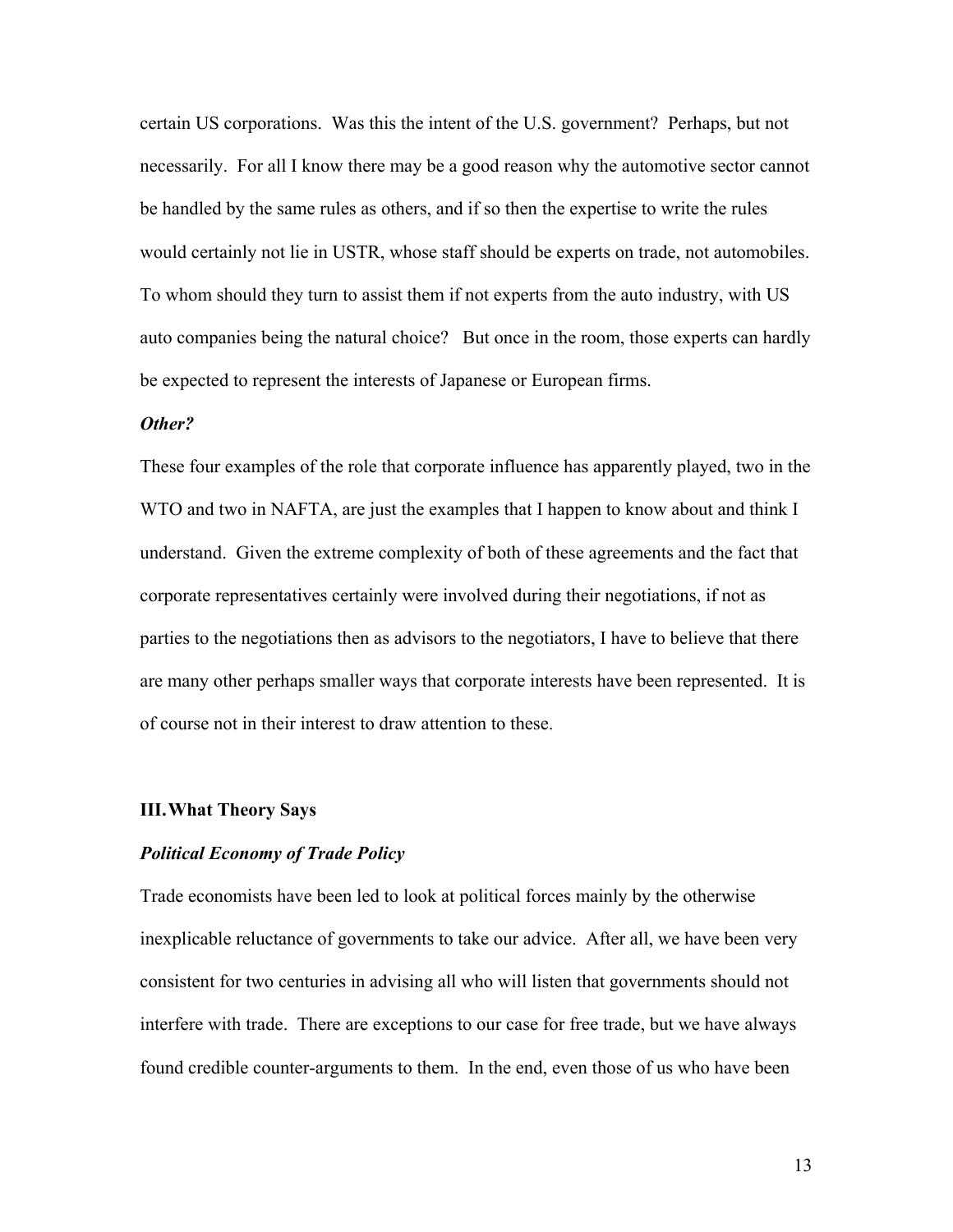certain US corporations. Was this the intent of the U.S. government? Perhaps, but not necessarily. For all I know there may be a good reason why the automotive sector cannot be handled by the same rules as others, and if so then the expertise to write the rules would certainly not lie in USTR, whose staff should be experts on trade, not automobiles. To whom should they turn to assist them if not experts from the auto industry, with US auto companies being the natural choice? But once in the room, those experts can hardly be expected to represent the interests of Japanese or European firms.

***Other?***

These four examples of the role that corporate influence has apparently played, two in the WTO and two in NAFTA, are just the examples that I happen to know about and think I understand. Given the extreme complexity of both of these agreements and the fact that corporate representatives certainly were involved during their negotiations, if not as parties to the negotiations then as advisors to the negotiators, I have to believe that there are many other perhaps smaller ways that corporate interests have been represented. It is of course not in their interest to draw attention to these.

## III. What Theory Says

***Political Economy of Trade Policy***

Trade economists have been led to look at political forces mainly by the otherwise inexplicable reluctance of governments to take our advice. After all, we have been very consistent for two centuries in advising all who will listen that governments should not interfere with trade. There are exceptions to our case for free trade, but we have always found credible counter-arguments to them. In the end, even those of us who have been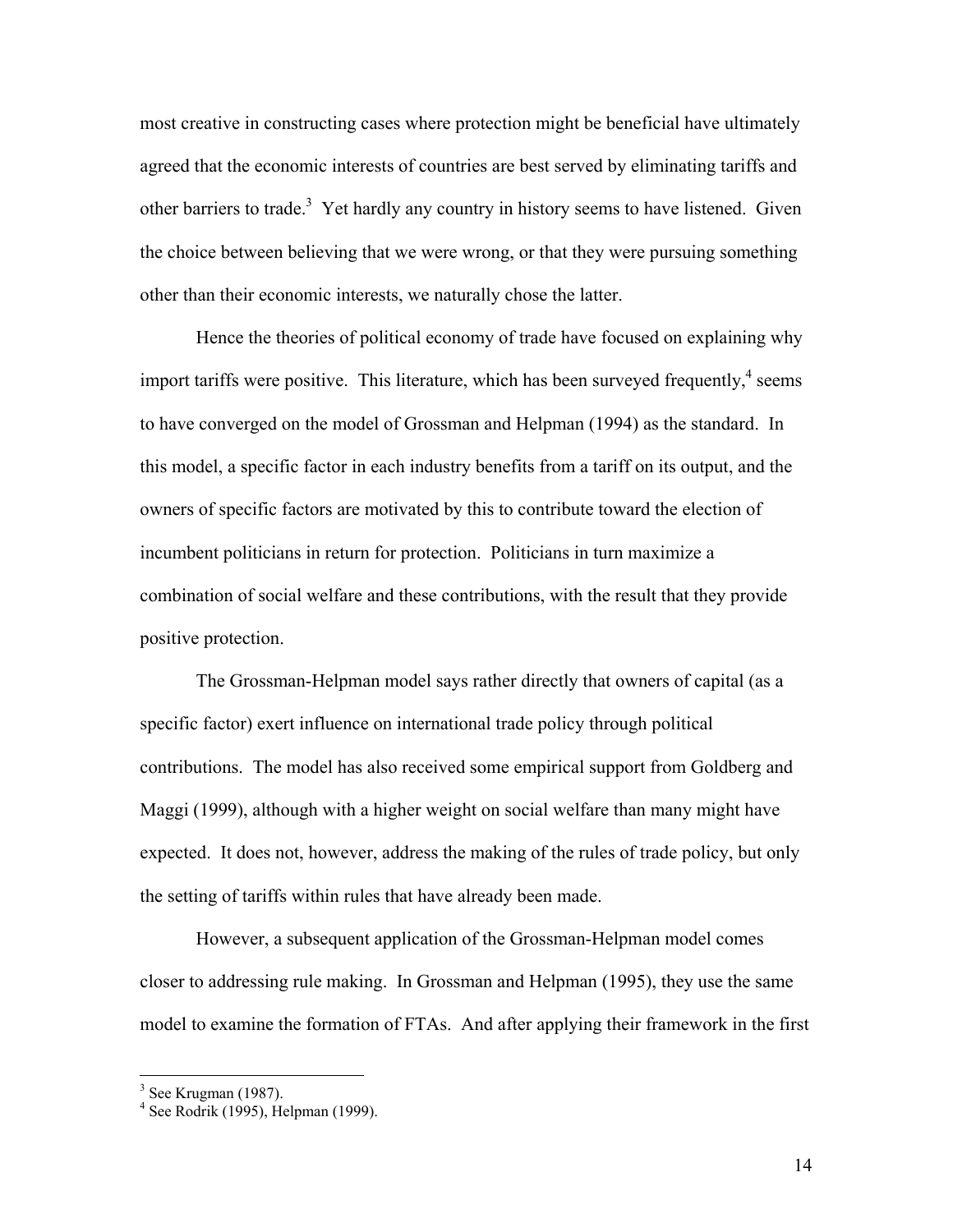most creative in constructing cases where protection might be beneficial have ultimately agreed that the economic interests of countries are best served by eliminating tariffs and other barriers to trade.[3] Yet hardly any country in history seems to have listened. Given the choice between believing that we were wrong, or that they were pursuing something other than their economic interests, we naturally chose the latter.

Hence the theories of political economy of trade have focused on explaining why import tariffs were positive. This literature, which has been surveyed frequently,[4] seems to have converged on the model of Grossman and Helpman (1994) as the standard. In this model, a specific factor in each industry benefits from a tariff on its output, and the owners of specific factors are motivated by this to contribute toward the election of incumbent politicians in return for protection. Politicians in turn maximize a combination of social welfare and these contributions, with the result that they provide positive protection.

The Grossman-Helpman model says rather directly that owners of capital (as a specific factor) exert influence on international trade policy through political contributions. The model has also received some empirical support from Goldberg and Maggi (1999), although with a higher weight on social welfare than many might have expected. It does not, however, address the making of the rules of trade policy, but only the setting of tariffs within rules that have already been made.

However, a subsequent application of the Grossman-Helpman model comes closer to addressing rule making. In Grossman and Helpman (1995), they use the same model to examine the formation of FTAs. And after applying their framework in the first

---

[3] See Krugman (1987).

[4] See Rodrik (1995), Helpman (1999).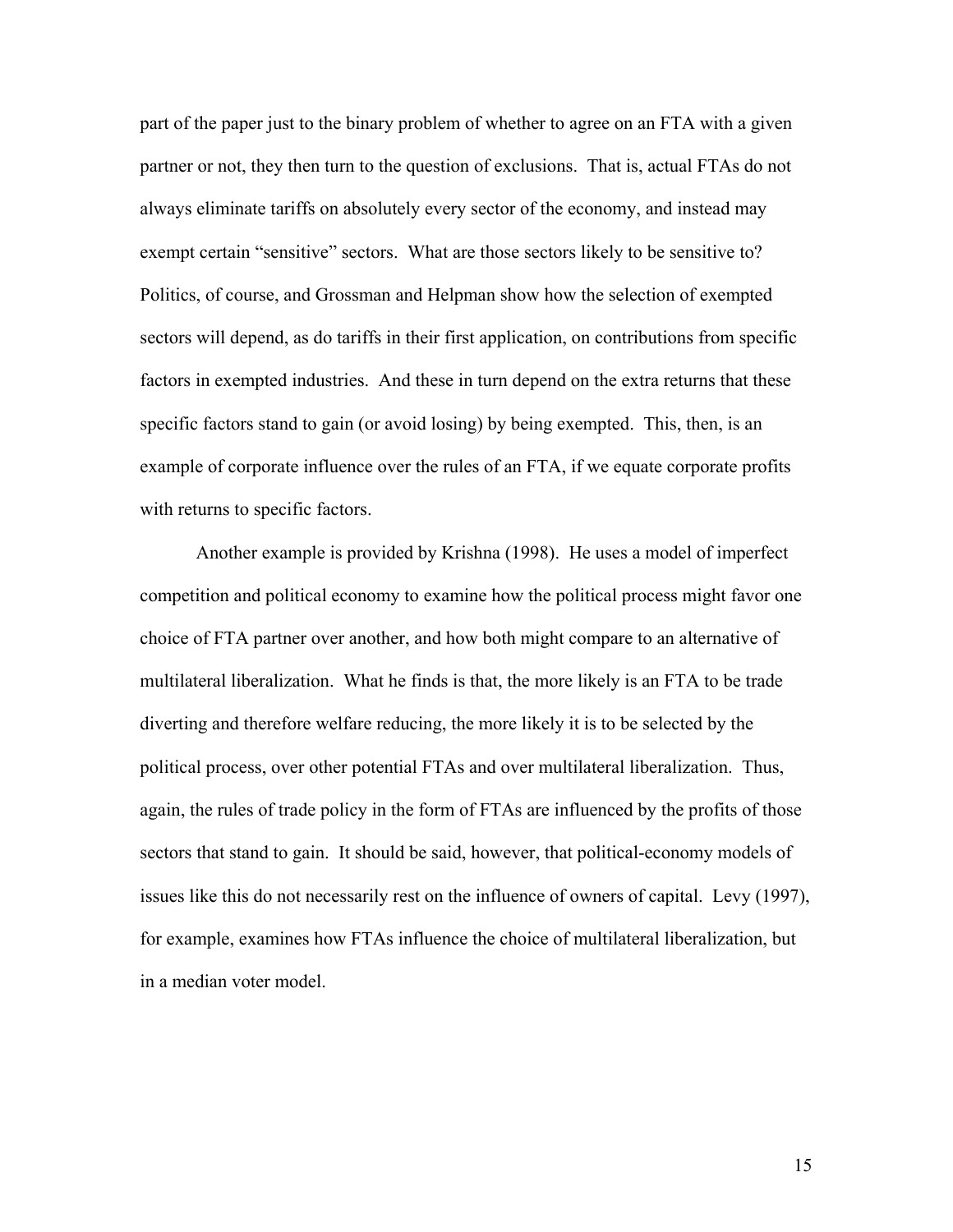part of the paper just to the binary problem of whether to agree on an FTA with a given partner or not, they then turn to the question of exclusions. That is, actual FTAs do not always eliminate tariffs on absolutely every sector of the economy, and instead may exempt certain "sensitive" sectors. What are those sectors likely to be sensitive to? Politics, of course, and Grossman and Helpman show how the selection of exempted sectors will depend, as do tariffs in their first application, on contributions from specific factors in exempted industries. And these in turn depend on the extra returns that these specific factors stand to gain (or avoid losing) by being exempted. This, then, is an example of corporate influence over the rules of an FTA, if we equate corporate profits with returns to specific factors.

Another example is provided by Krishna (1998). He uses a model of imperfect competition and political economy to examine how the political process might favor one choice of FTA partner over another, and how both might compare to an alternative of multilateral liberalization. What he finds is that, the more likely is an FTA to be trade diverting and therefore welfare reducing, the more likely it is to be selected by the political process, over other potential FTAs and over multilateral liberalization. Thus, again, the rules of trade policy in the form of FTAs are influenced by the profits of those sectors that stand to gain. It should be said, however, that political-economy models of issues like this do not necessarily rest on the influence of owners of capital. Levy (1997), for example, examines how FTAs influence the choice of multilateral liberalization, but in a median voter model.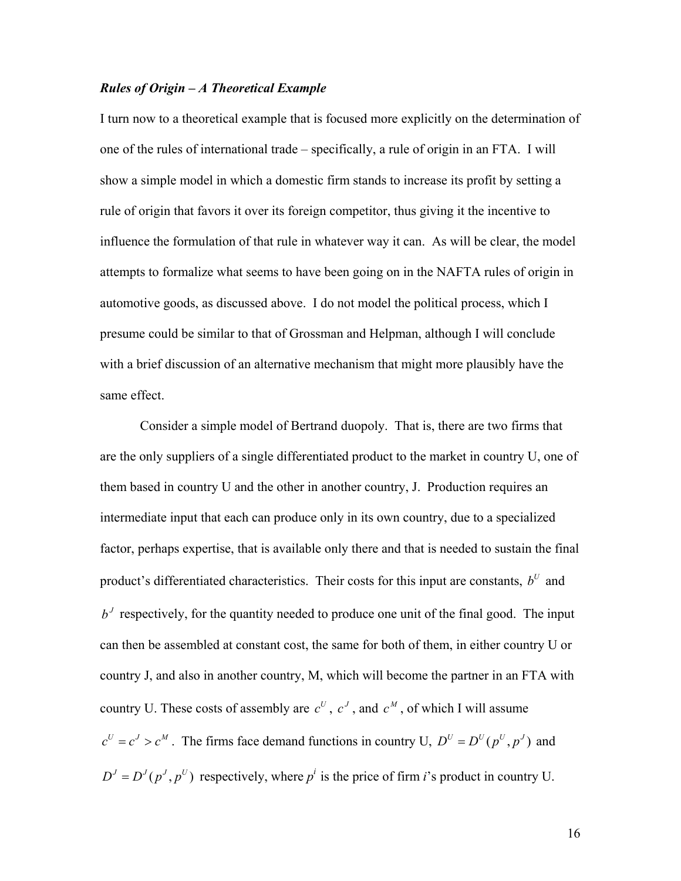***Rules of Origin – A Theoretical Example***

I turn now to a theoretical example that is focused more explicitly on the determination of one of the rules of international trade – specifically, a rule of origin in an FTA. I will show a simple model in which a domestic firm stands to increase its profit by setting a rule of origin that favors it over its foreign competitor, thus giving it the incentive to influence the formulation of that rule in whatever way it can. As will be clear, the model attempts to formalize what seems to have been going on in the NAFTA rules of origin in automotive goods, as discussed above. I do not model the political process, which I presume could be similar to that of Grossman and Helpman, although I will conclude with a brief discussion of an alternative mechanism that might more plausibly have the same effect.

Consider a simple model of Bertrand duopoly. That is, there are two firms that are the only suppliers of a single differentiated product to the market in country U, one of them based in country U and the other in another country, J. Production requires an intermediate input that each can produce only in its own country, due to a specialized factor, perhaps expertise, that is available only there and that is needed to sustain the final product's differentiated characteristics. Their costs for this input are constants, $b^U$ and $b^J$ respectively, for the quantity needed to produce one unit of the final good. The input can then be assembled at constant cost, the same for both of them, in either country U or country J, and also in another country, M, which will become the partner in an FTA with country U. These costs of assembly are $c^U$, $c^J$, and $c^M$, of which I will assume $c^U = c^J > c^M$. The firms face demand functions in country U, $D^U = D^U(p^U, p^J)$ and $D^J = D^J(p^J, p^U)$ respectively, where $p^i$ is the price of firm *i*'s product in country U.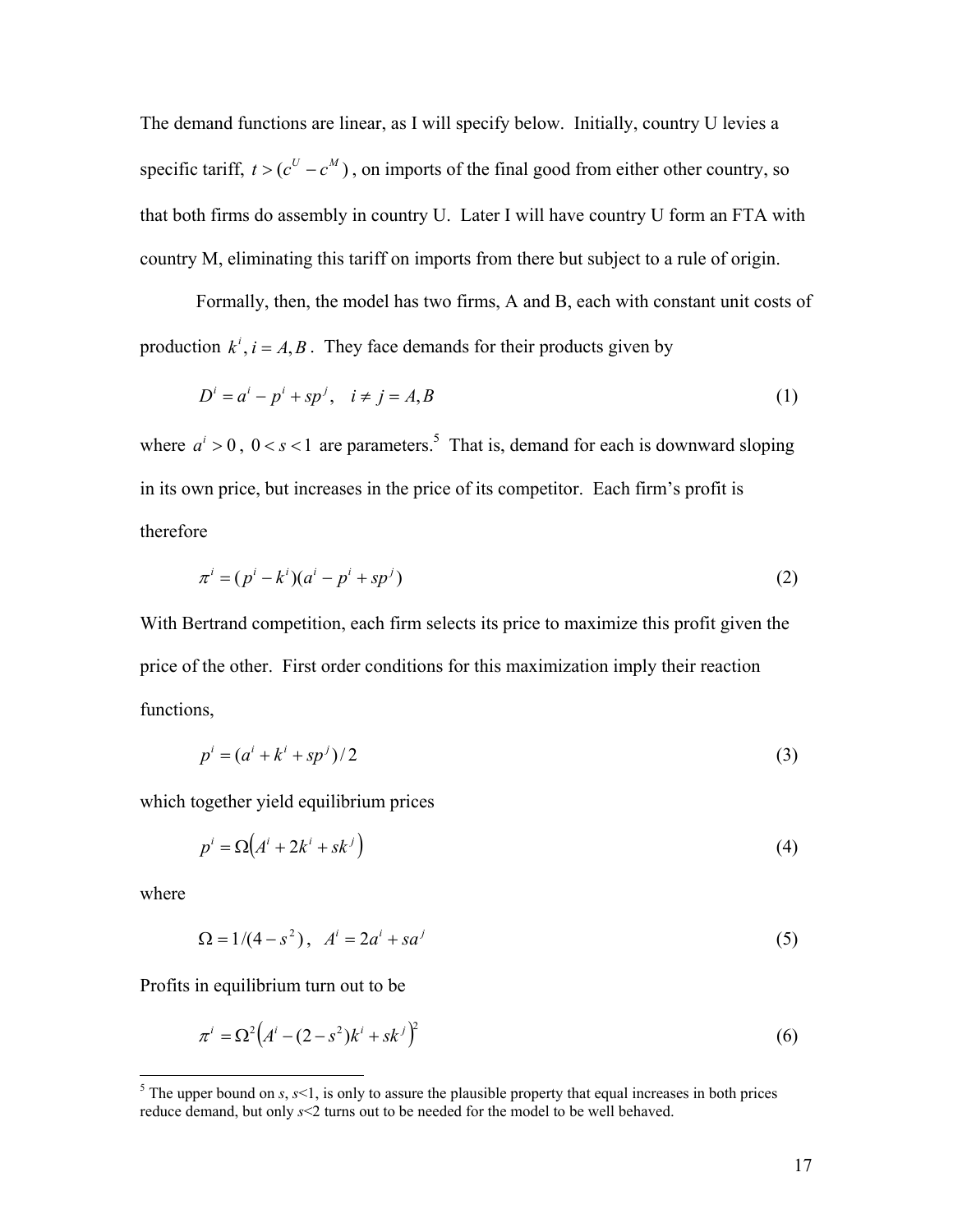The demand functions are linear, as I will specify below. Initially, country U levies a specific tariff, $t > (c^U - c^M)$, on imports of the final good from either other country, so that both firms do assembly in country U. Later I will have country U form an FTA with country M, eliminating this tariff on imports from there but subject to a rule of origin.

Formally, then, the model has two firms, A and B, each with constant unit costs of production $k^i, i = A, B$. They face demands for their products given by

$$D^i = a^i - p^i + sp^j, \quad i \neq j = A, B \tag{1}$$

where $a^i > 0$, $0 < s < 1$ are parameters.[5] That is, demand for each is downward sloping in its own price, but increases in the price of its competitor. Each firm's profit is therefore

$$\pi^i = (p^i - k^i)(a^i - p^i + sp^j) \tag{2}$$

With Bertrand competition, each firm selects its price to maximize this profit given the price of the other. First order conditions for this maximization imply their reaction functions,

$$p^i = (a^i + k^i + sp^j)/2 \tag{3}$$

which together yield equilibrium prices

$$p^i = \Omega\left(A^i + 2k^i + sk^j\right) \tag{4}$$

where

$$\Omega = 1/(4 - s^2), \quad A^i = 2a^i + sa^j \tag{5}$$

Profits in equilibrium turn out to be

$$\pi^i = \Omega^2\left(A^i - (2 - s^2)k^i + sk^j\right)^2 \tag{6}$$

[5] The upper bound on $s$, $s<1$, is only to assure the plausible property that equal increases in both prices reduce demand, but only $s<2$ turns out to be needed for the model to be well behaved.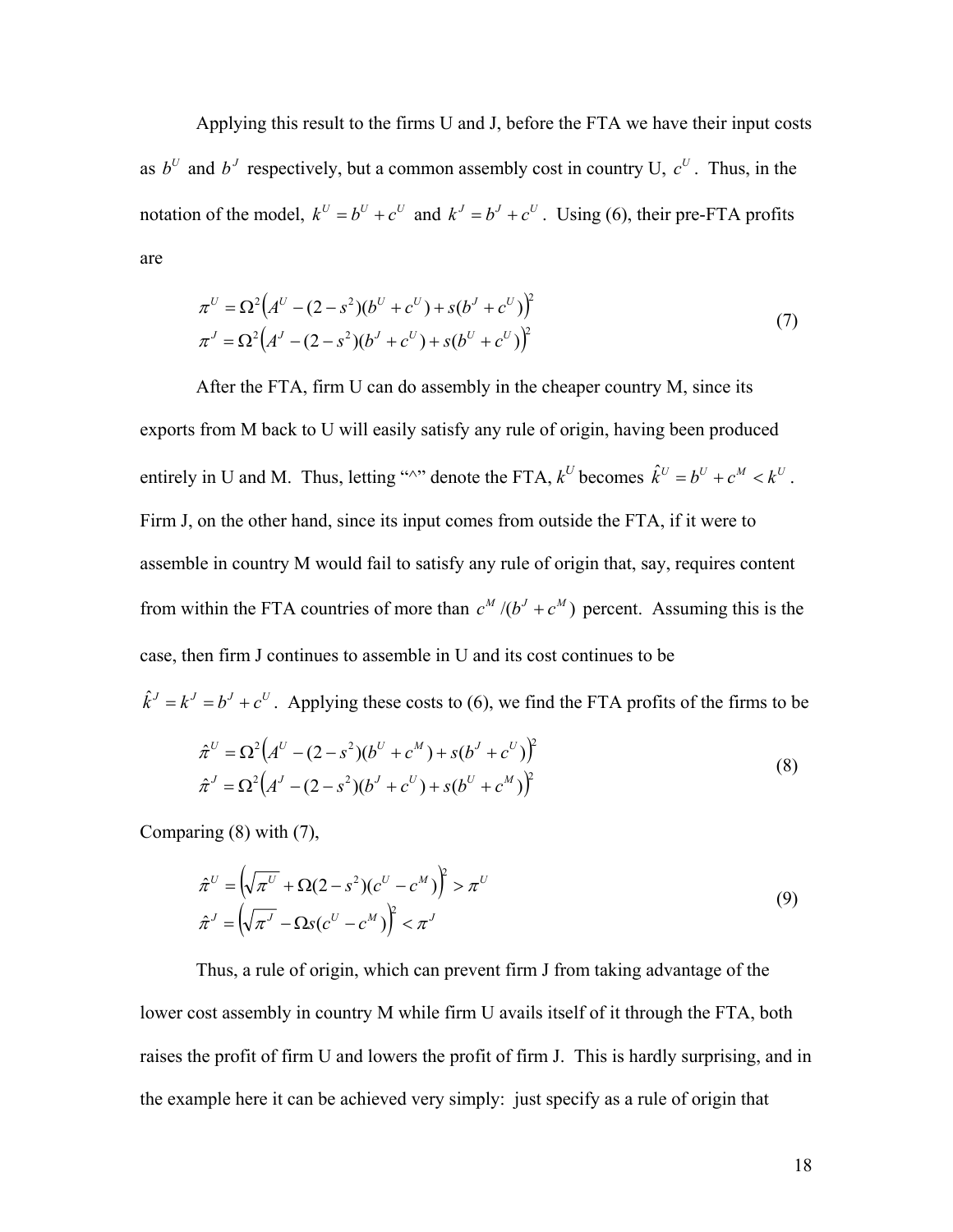Applying this result to the firms U and J, before the FTA we have their input costs as $b^U$ and $b^J$ respectively, but a common assembly cost in country U, $c^U$. Thus, in the notation of the model, $k^U = b^U + c^U$ and $k^J = b^J + c^U$. Using (6), their pre-FTA profits are

$$
\begin{aligned}
\pi^U &= \Omega^2\left(A^U - (2-s^2)(b^U + c^U) + s(b^J + c^U)\right)^2 \\
\pi^J &= \Omega^2\left(A^J - (2-s^2)(b^J + c^U) + s(b^U + c^U)\right)^2
\end{aligned}
\tag{7}
$$

After the FTA, firm U can do assembly in the cheaper country M, since its exports from M back to U will easily satisfy any rule of origin, having been produced entirely in U and M. Thus, letting "^" denote the FTA, $k^U$ becomes $\hat{k}^U = b^U + c^M < k^U$. Firm J, on the other hand, since its input comes from outside the FTA, if it were to assemble in country M would fail to satisfy any rule of origin that, say, requires content from within the FTA countries of more than $c^M/(b^J + c^M)$ percent. Assuming this is the case, then firm J continues to assemble in U and its cost continues to be $\hat{k}^J = k^J = b^J + c^U$. Applying these costs to (6), we find the FTA profits of the firms to be

$$
\begin{aligned}
\hat{\pi}^U &= \Omega^2\left(A^U - (2-s^2)(b^U + c^M) + s(b^J + c^U)\right)^2 \\
\hat{\pi}^J &= \Omega^2\left(A^J - (2-s^2)(b^J + c^U) + s(b^U + c^M)\right)^2
\end{aligned}
\tag{8}
$$

Comparing (8) with (7),

$$
\begin{aligned}
\hat{\pi}^U &= \left(\sqrt{\pi^U} + \Omega(2-s^2)(c^U - c^M)\right)^2 > \pi^U \\
\hat{\pi}^J &= \left(\sqrt{\pi^J} - \Omega s(c^U - c^M)\right)^2 < \pi^J
\end{aligned}
\tag{9}
$$

Thus, a rule of origin, which can prevent firm J from taking advantage of the lower cost assembly in country M while firm U avails itself of it through the FTA, both raises the profit of firm U and lowers the profit of firm J. This is hardly surprising, and in the example here it can be achieved very simply: just specify as a rule of origin that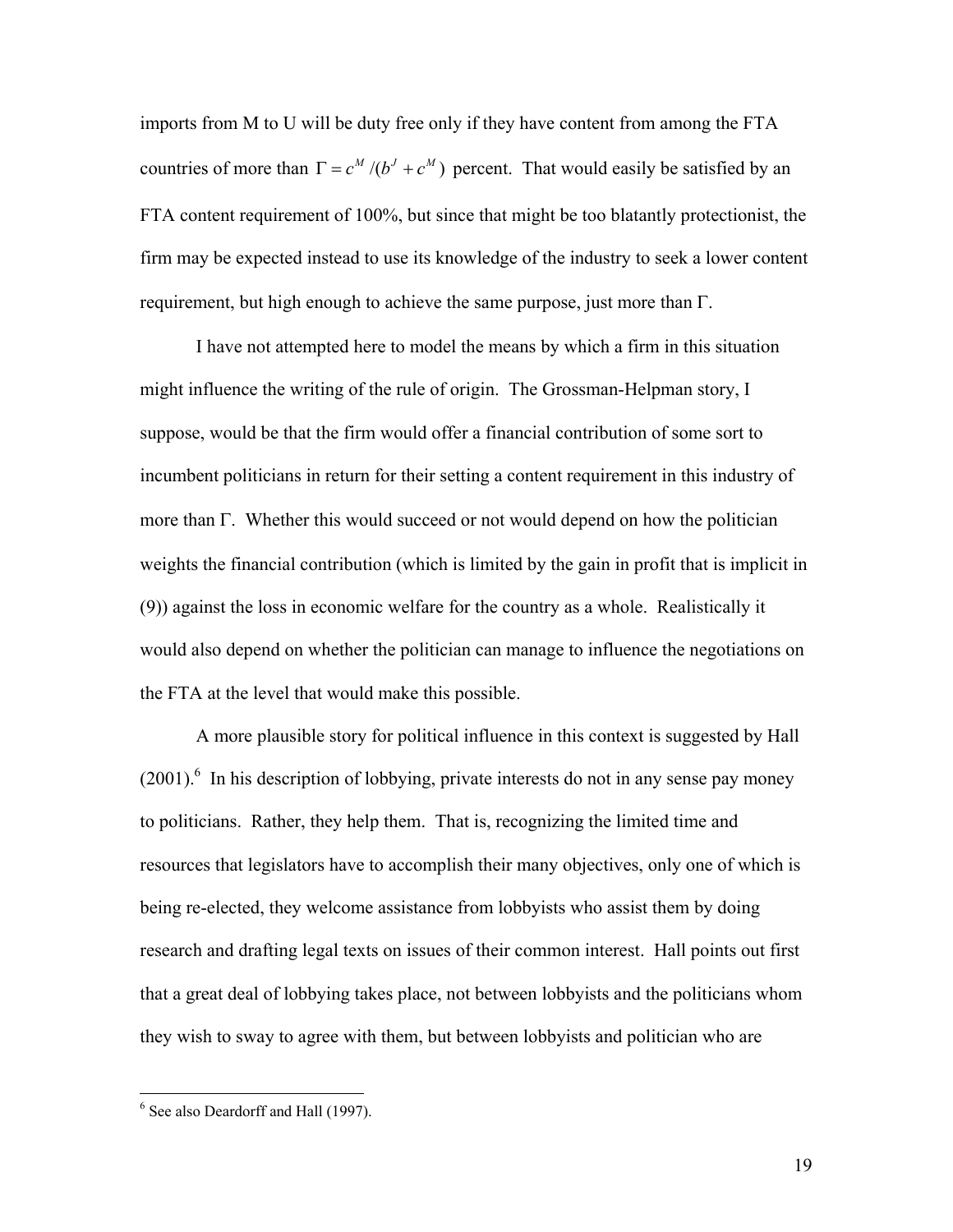imports from M to U will be duty free only if they have content from among the FTA countries of more than $\Gamma = c^M/(b^J + c^M)$ percent. That would easily be satisfied by an FTA content requirement of 100%, but since that might be too blatantly protectionist, the firm may be expected instead to use its knowledge of the industry to seek a lower content requirement, but high enough to achieve the same purpose, just more than $\Gamma$.

I have not attempted here to model the means by which a firm in this situation might influence the writing of the rule of origin. The Grossman-Helpman story, I suppose, would be that the firm would offer a financial contribution of some sort to incumbent politicians in return for their setting a content requirement in this industry of more than $\Gamma$. Whether this would succeed or not would depend on how the politician weights the financial contribution (which is limited by the gain in profit that is implicit in (9)) against the loss in economic welfare for the country as a whole. Realistically it would also depend on whether the politician can manage to influence the negotiations on the FTA at the level that would make this possible.

A more plausible story for political influence in this context is suggested by Hall (2001).[6] In his description of lobbying, private interests do not in any sense pay money to politicians. Rather, they help them. That is, recognizing the limited time and resources that legislators have to accomplish their many objectives, only one of which is being re-elected, they welcome assistance from lobbyists who assist them by doing research and drafting legal texts on issues of their common interest. Hall points out first that a great deal of lobbying takes place, not between lobbyists and the politicians whom they wish to sway to agree with them, but between lobbyists and politician who are

[6] See also Deardorff and Hall (1997).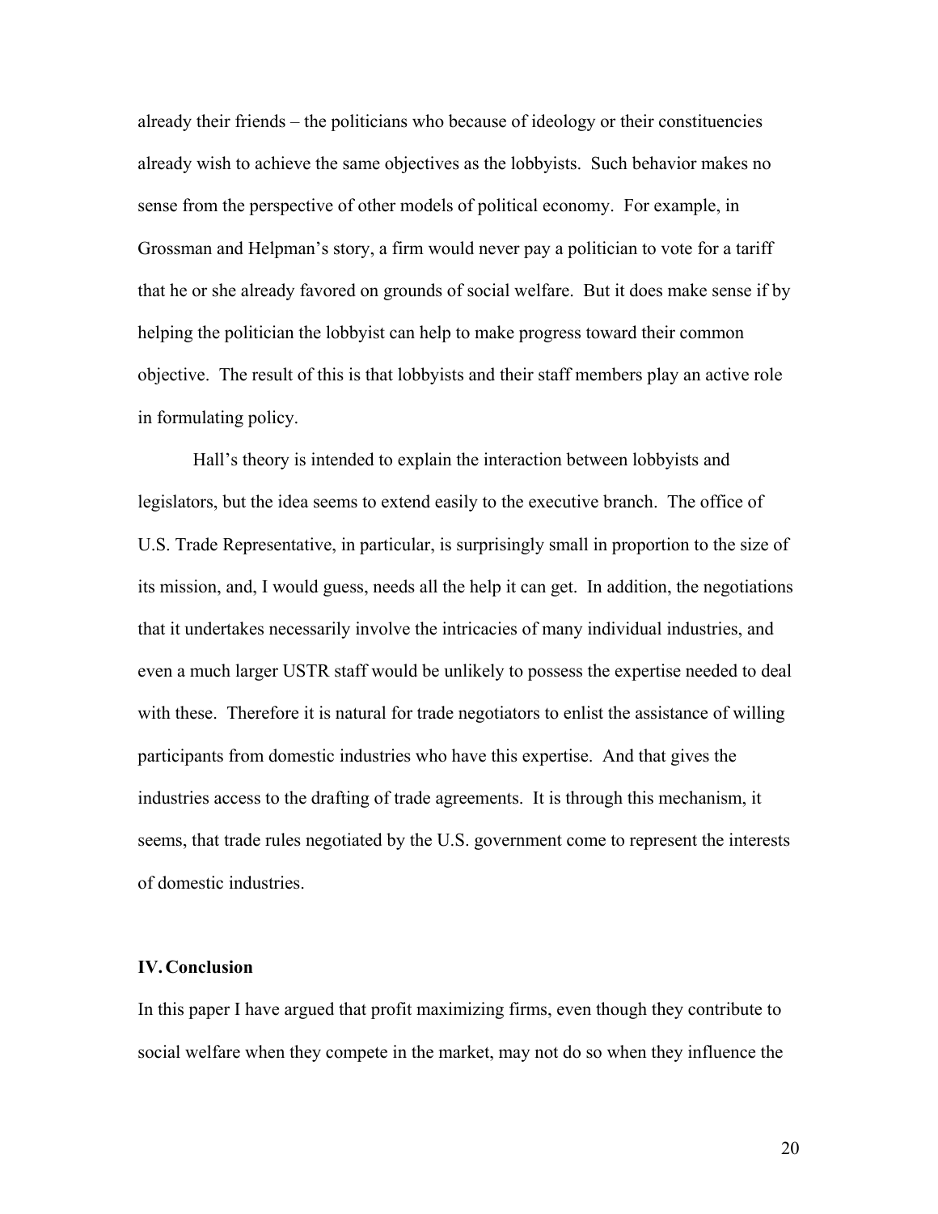already their friends – the politicians who because of ideology or their constituencies already wish to achieve the same objectives as the lobbyists. Such behavior makes no sense from the perspective of other models of political economy. For example, in Grossman and Helpman's story, a firm would never pay a politician to vote for a tariff that he or she already favored on grounds of social welfare. But it does make sense if by helping the politician the lobbyist can help to make progress toward their common objective. The result of this is that lobbyists and their staff members play an active role in formulating policy.

Hall's theory is intended to explain the interaction between lobbyists and legislators, but the idea seems to extend easily to the executive branch. The office of U.S. Trade Representative, in particular, is surprisingly small in proportion to the size of its mission, and, I would guess, needs all the help it can get. In addition, the negotiations that it undertakes necessarily involve the intricacies of many individual industries, and even a much larger USTR staff would be unlikely to possess the expertise needed to deal with these. Therefore it is natural for trade negotiators to enlist the assistance of willing participants from domestic industries who have this expertise. And that gives the industries access to the drafting of trade agreements. It is through this mechanism, it seems, that trade rules negotiated by the U.S. government come to represent the interests of domestic industries.

## IV. Conclusion

In this paper I have argued that profit maximizing firms, even though they contribute to social welfare when they compete in the market, may not do so when they influence the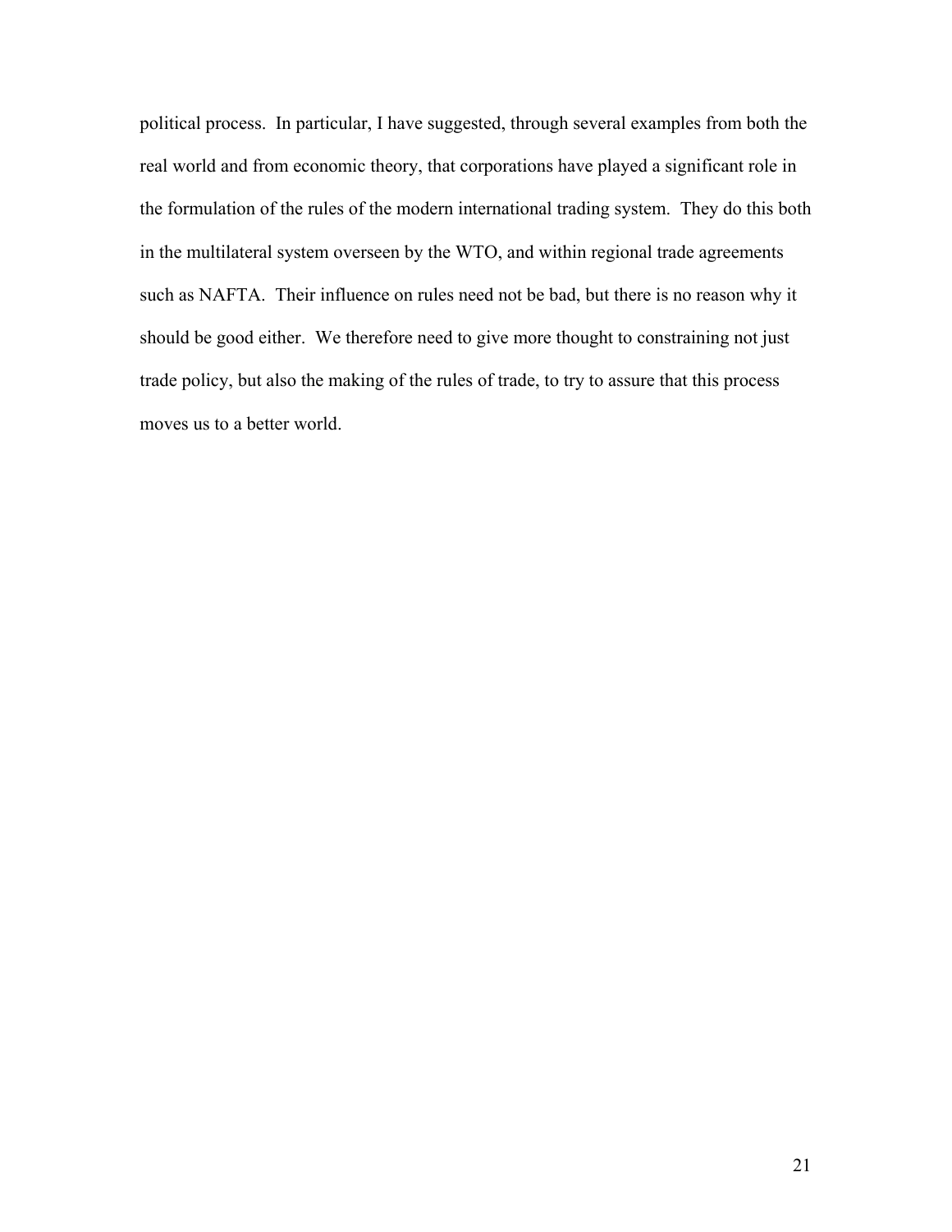political process. In particular, I have suggested, through several examples from both the real world and from economic theory, that corporations have played a significant role in the formulation of the rules of the modern international trading system. They do this both in the multilateral system overseen by the WTO, and within regional trade agreements such as NAFTA. Their influence on rules need not be bad, but there is no reason why it should be good either. We therefore need to give more thought to constraining not just trade policy, but also the making of the rules of trade, to try to assure that this process moves us to a better world.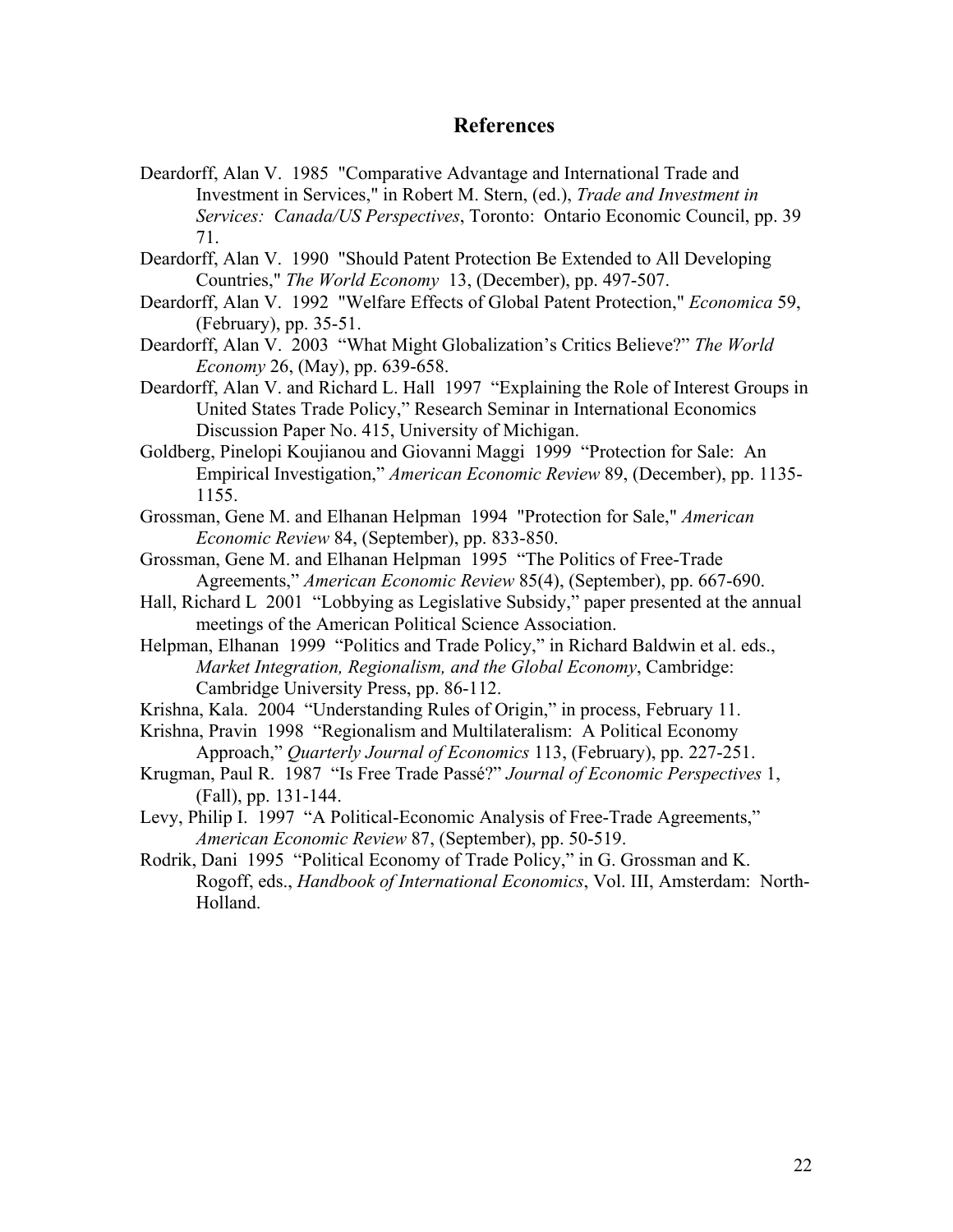# References

Deardorff, Alan V. 1985 "Comparative Advantage and International Trade and Investment in Services," in Robert M. Stern, (ed.), *Trade and Investment in Services: Canada/US Perspectives*, Toronto: Ontario Economic Council, pp. 39 71.

Deardorff, Alan V. 1990 "Should Patent Protection Be Extended to All Developing Countries," *The World Economy* 13, (December), pp. 497-507.

Deardorff, Alan V. 1992 "Welfare Effects of Global Patent Protection," *Economica* 59, (February), pp. 35-51.

Deardorff, Alan V. 2003 "What Might Globalization's Critics Believe?" *The World Economy* 26, (May), pp. 639-658.

Deardorff, Alan V. and Richard L. Hall 1997 "Explaining the Role of Interest Groups in United States Trade Policy," Research Seminar in International Economics Discussion Paper No. 415, University of Michigan.

Goldberg, Pinelopi Koujianou and Giovanni Maggi 1999 "Protection for Sale: An Empirical Investigation," *American Economic Review* 89, (December), pp. 1135-1155.

Grossman, Gene M. and Elhanan Helpman 1994 "Protection for Sale," *American Economic Review* 84, (September), pp. 833-850.

Grossman, Gene M. and Elhanan Helpman 1995 "The Politics of Free-Trade Agreements," *American Economic Review* 85(4), (September), pp. 667-690.

Hall, Richard L 2001 "Lobbying as Legislative Subsidy," paper presented at the annual meetings of the American Political Science Association.

Helpman, Elhanan 1999 "Politics and Trade Policy," in Richard Baldwin et al. eds., *Market Integration, Regionalism, and the Global Economy*, Cambridge: Cambridge University Press, pp. 86-112.

Krishna, Kala. 2004 "Understanding Rules of Origin," in process, February 11.

Krishna, Pravin 1998 "Regionalism and Multilateralism: A Political Economy Approach," *Quarterly Journal of Economics* 113, (February), pp. 227-251.

Krugman, Paul R. 1987 "Is Free Trade Passé?" *Journal of Economic Perspectives* 1, (Fall), pp. 131-144.

Levy, Philip I. 1997 "A Political-Economic Analysis of Free-Trade Agreements," *American Economic Review* 87, (September), pp. 50-519.

Rodrik, Dani 1995 "Political Economy of Trade Policy," in G. Grossman and K. Rogoff, eds., *Handbook of International Economics*, Vol. III, Amsterdam: North-Holland.